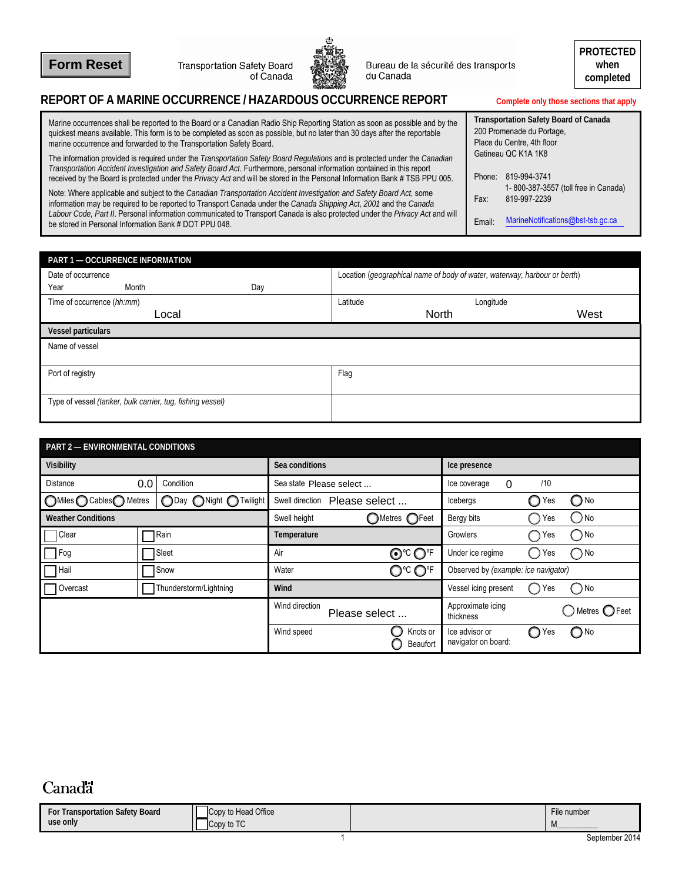Form Reset

Transportation Safety Board of Canada | Bureau de la sécurité des transports du Canada

**PROTECTED when completed**

# REPORT OF A MARINE OCCURRENCE / HAZARDOUS OCCURRENCE REPORT

**Complete only those sections that apply**

Marine occurrences shall be reported to the Board or a Canadian Radio Ship Reporting Station as soon as possible and by the quickest means available. This form is to be completed as soon as possible, but no later than 30 days after the reportable marine occurrence and forwarded to the Transportation Safety Board.

The information provided is required under the *Transportation Safety Board Regulations* and is protected under the *Canadian Transportation Accident Investigation and Safety Board Act*. Furthermore, personal information contained in this report received by the Board is protected under the *Privacy Act* and will be stored in the Personal Information Bank # TSB PPU 005.

Note: Where applicable and subject to the *Canadian Transportation Accident Investigation and Safety Board Act*, some information may be required to be reported to Transport Canada under the *Canada Shipping Act, 2001* and the *Canada Labour Code, Part II*. Personal information communicated to Transport Canada is also protected under the *Privacy Act* and will be stored in Personal Information Bank # DOT PPU 048.

**Transportation Safety Board of Canada**
200 Promenade du Portage,
Place du Centre, 4th floor
Gatineau QC K1A 1K8

Phone: 819-994-3741
1- 800-387-3557 (toll free in Canada)
Fax: 819-997-2239

Email: MarineNotifications@bst-tsb.gc.ca

## PART 1 — OCCURRENCE INFORMATION

| Date of occurrence<br>Year Month Day | Location (*geographical name of body of water, waterway, harbour or berth*) |
|---|---|
| Time of occurrence (*hh:mm*)<br>Local | Latitude North<br>Longitude West |

**Vessel particulars**

| Name of vessel | |
|---|---|
| Port of registry | Flag |
| Type of vessel *(tanker, bulk carrier, tug, fishing vessel)* | |

## PART 2 — ENVIRONMENTAL CONDITIONS

| **Visibility** | | **Sea conditions** | **Ice presence** |
|---|---|---|---|
| Distance 0.0 | Condition | Sea state Please select ... | Ice coverage 0 /10 |
| ◯ Miles ◯ Cables ◯ Metres | ◯ Day ◯ Night ◯ Twilight | Swell direction Please select ... | Icebergs ◯ Yes ◯ No |
| **Weather Conditions** | | Swell height ◯ Metres ◯ Feet | Bergy bits ◯ Yes ◯ No |
| ☐ Clear | ☐ Rain | **Temperature** | Growlers ◯ Yes ◯ No |
| ☐ Fog | ☐ Sleet | Air ◉ °C ◯ °F | Under ice regime ◯ Yes ◯ No |
| ☐ Hail | ☐ Snow | Water ◯ °C ◯ °F | Observed by (*example: ice navigator*) |
| ☐ Overcast | ☐ Thunderstorm/Lightning | **Wind** | Vessel icing present ◯ Yes ◯ No |
| | | Wind direction Please select ... | Approximate icing thickness ◯ Metres ◯ Feet |
| | | Wind speed ◯ Knots or ◯ Beaufort | Ice advisor or navigator on board: ◯ Yes ◯ No |

Canada

| For Transportation Safety Board use only | ☐ Copy to Head Office<br>☐ Copy to TC | | File number<br>M\_\_\_\_\_\_\_\_\_\_ |
|---|---|---|---|

September 2014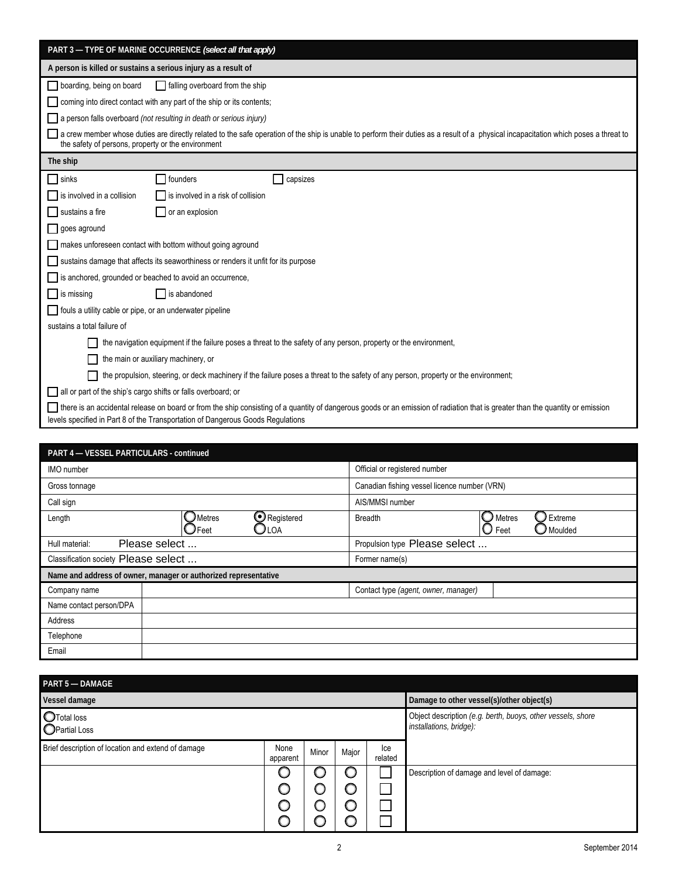## PART 3 — TYPE OF MARINE OCCURRENCE *(select all that apply)*

**A person is killed or sustains a serious injury as a result of**

- ☐ boarding, being on board ☐ falling overboard from the ship
- ☐ coming into direct contact with any part of the ship or its contents;
- ☐ a person falls overboard *(not resulting in death or serious injury)*
- ☐ a crew member whose duties are directly related to the safe operation of the ship is unable to perform their duties as a result of a physical incapacitation which poses a threat to the safety of persons, property or the environment

**The ship**

- ☐ sinks ☐ founders ☐ capsizes
- ☐ is involved in a collision ☐ is involved in a risk of collision
- ☐ sustains a fire ☐ or an explosion
- ☐ goes aground
- ☐ makes unforeseen contact with bottom without going aground
- ☐ sustains damage that affects its seaworthiness or renders it unfit for its purpose
- ☐ is anchored, grounded or beached to avoid an occurrence,
- ☐ is missing ☐ is abandoned
- ☐ fouls a utility cable or pipe, or an underwater pipeline

sustains a total failure of

- ☐ the navigation equipment if the failure poses a threat to the safety of any person, property or the environment,
- ☐ the main or auxiliary machinery, or
- ☐ the propulsion, steering, or deck machinery if the failure poses a threat to the safety of any person, property or the environment;

- ☐ all or part of the ship's cargo shifts or falls overboard; or
- ☐ there is an accidental release on board or from the ship consisting of a quantity of dangerous goods or an emission of radiation that is greater than the quantity or emission levels specified in Part 8 of the Transportation of Dangerous Goods Regulations

## PART 4 — VESSEL PARTICULARS - continued

| | |
|---|---|
| IMO number | Official or registered number |
| Gross tonnage | Canadian fishing vessel licence number (VRN) |
| Call sign | AIS/MMSI number |
| Length ○ Metres ○ Feet ◉ Registered ○ LOA | Breadth ○ Metres ○ Feet ○ Extreme ○ Moulded |
| Hull material: Please select ... | Propulsion type Please select ... |
| Classification society Please select ... | Former name(s) |

**Name and address of owner, manager or authorized representative**

| | | | |
|---|---|---|---|
| Company name | | Contact type *(agent, owner, manager)* | |
| Name contact person/DPA | | | |
| Address | | | |
| Telephone | | | |
| Email | | | |

## PART 5 — DAMAGE

| Vessel damage | | | | | Damage to other vessel(s)/other object(s) |
|---|---|---|---|---|---|
| ○ Total loss<br>○ Partial Loss | | | | | Object description *(e.g. berth, buoys, other vessels, shore installations, bridge):* |
| Brief description of location and extend of damage | None apparent | Minor | Major | Ice related | |
| | ○ | ○ | ○ | ☐ | Description of damage and level of damage: |
| | ○ | ○ | ○ | ☐ | |
| | ○ | ○ | ○ | ☐ | |
| | ○ | ○ | ○ | ☐ | |

September 2014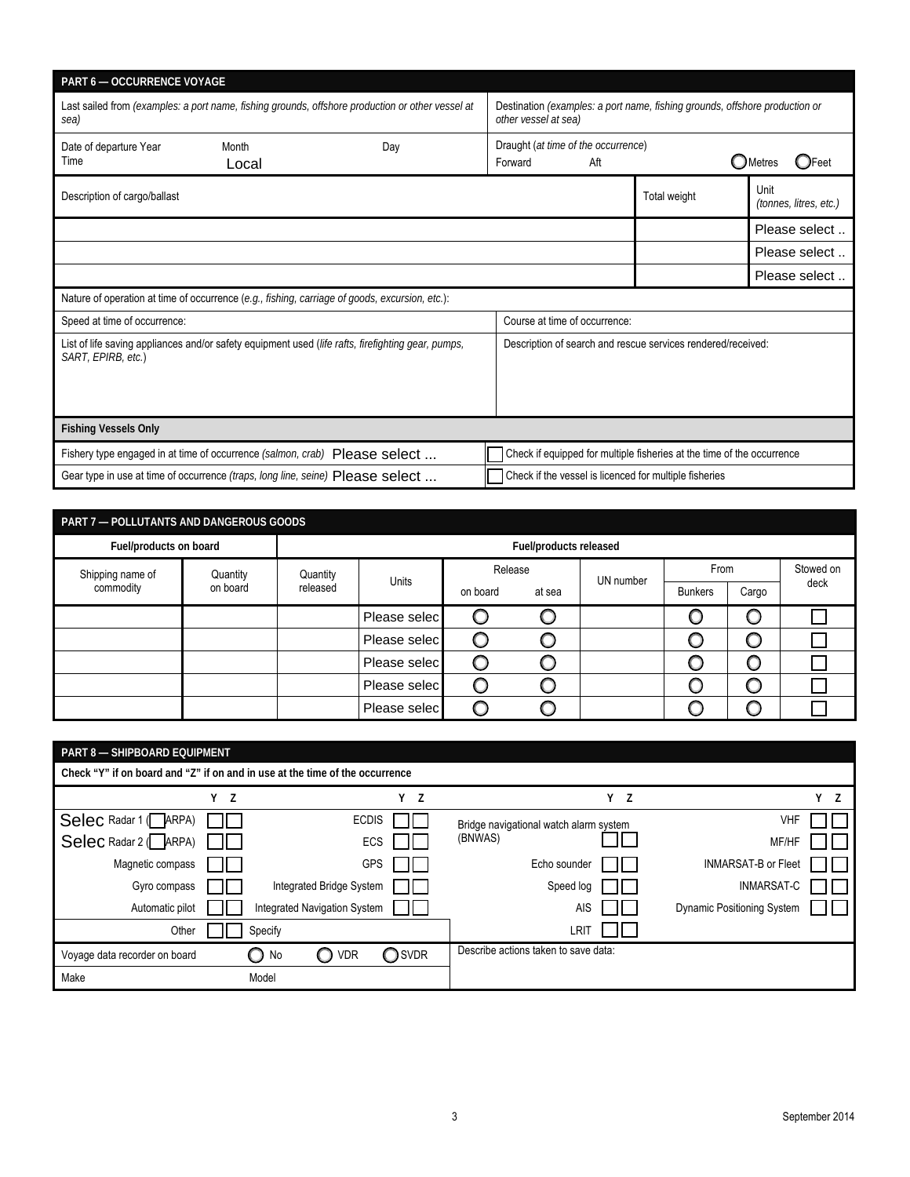## PART 6 — OCCURRENCE VOYAGE

| Last sailed from *(examples: a port name, fishing grounds, offshore production or other vessel at sea)* | Destination *(examples: a port name, fishing grounds, offshore production or other vessel at sea)* |
|---|---|
| Date of departure Year Month Day<br>Time Local | Draught *(at time of the occurrence)*<br>Forward Aft ◯ Metres ◯ Feet |

| Description of cargo/ballast | Total weight | Unit *(tonnes, litres, etc.)* |
|---|---|---|
| | | Please select .. |
| | | Please select .. |
| | | Please select .. |

Nature of operation at time of occurrence (*e.g., fishing, carriage of goods, excursion, etc.*):

| Speed at time of occurrence: | Course at time of occurrence: |
|---|---|
| List of life saving appliances and/or safety equipment used (*life rafts, firefighting gear, pumps, SART, EPIRB, etc.*) | Description of search and rescue services rendered/received: |

**Fishing Vessels Only**

| Fishery type engaged in at time of occurrence *(salmon, crab)* Please select ... | ☐ Check if equipped for multiple fisheries at the time of the occurrence |
|---|---|
| Gear type in use at time of occurrence *(traps, long line, seine)* Please select ... | ☐ Check if the vessel is licenced for multiple fisheries |

## PART 7 — POLLUTANTS AND DANGEROUS GOODS

| Fuel/products on board | | Fuel/products released | | | | | | | |
|---|---|---|---|---|---|---|---|---|---|
| Shipping name of commodity | Quantity on board | Quantity released | Units | Release | | UN number | From | | Stowed on deck |
| | | | | on board | at sea | | Bunkers | Cargo | |
| | | | Please selec | ◯ | ◯ | | ◯ | ◯ | ☐ |
| | | | Please selec | ◯ | ◯ | | ◯ | ◯ | ☐ |
| | | | Please selec | ◯ | ◯ | | ◯ | ◯ | ☐ |
| | | | Please selec | ◯ | ◯ | | ◯ | ◯ | ☐ |
| | | | Please selec | ◯ | ◯ | | ◯ | ◯ | ☐ |

## PART 8 — SHIPBOARD EQUIPMENT

**Check "Y" if on board and "Z" if on and in use at the time of the occurrence**

| | Y | Z | | Y | Z | | Y | Z | | Y | Z |
|---|---|---|---|---|---|---|---|---|---|---|---|
| Selec Radar 1 (☐ ARPA) | ☐ | ☐ | ECDIS | ☐ | ☐ | Bridge navigational watch alarm system (BNWAS) | ☐ | ☐ | VHF | ☐ | ☐ |
| Selec Radar 2 (☐ ARPA) | ☐ | ☐ | ECS | ☐ | ☐ | | | | MF/HF | ☐ | ☐ |
| Magnetic compass | ☐ | ☐ | GPS | ☐ | ☐ | Echo sounder | ☐ | ☐ | INMARSAT-B or Fleet | ☐ | ☐ |
| Gyro compass | ☐ | ☐ | Integrated Bridge System | ☐ | ☐ | Speed log | ☐ | ☐ | INMARSAT-C | ☐ | ☐ |
| Automatic pilot | ☐ | ☐ | Integrated Navigation System | ☐ | ☐ | AIS | ☐ | ☐ | Dynamic Positioning System | ☐ | ☐ |
| Other | ☐ | ☐ | Specify | | | LRIT | ☐ | ☐ | | | |

| Voyage data recorder on board ◯ No ◯ VDR ◯ SVDR | Describe actions taken to save data: |
|---|---|
| Make Model | |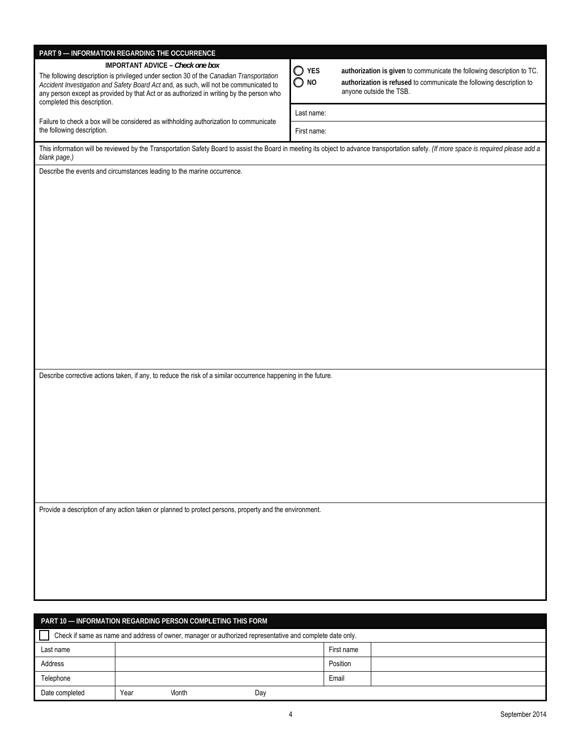## PART 9 — INFORMATION REGARDING THE OCCURRENCE

**IMPORTANT ADVICE –** ***Check one box***

The following description is privileged under section 30 of the *Canadian Transportation Accident Investigation and Safety Board Act* and, as such, will not be communicated to any person except as provided by that Act or as authorized in writing by the person who completed this description.

Failure to check a box will be considered as withholding authorization to communicate the following description.

○ **YES** **authorization is given** to communicate the following description to TC.

○ **NO** **authorization is refused** to communicate the following description to anyone outside the TSB.

| | |
|---|---|
| Last name: | |
| First name: | |

This information will be reviewed by the Transportation Safety Board to assist the Board in meeting its object to advance transportation safety. *(If more space is required please add a blank page.)*

Describe the events and circumstances leading to the marine occurrence.

Describe corrective actions taken, if any, to reduce the risk of a similar occurrence happening in the future.

Provide a description of any action taken or planned to protect persons, property and the environment.

## PART 10 — INFORMATION REGARDING PERSON COMPLETING THIS FORM

☐ Check if same as name and address of owner, manager or authorized representative and complete date only.

| | | | |
|---|---|---|---|
| Last name | | First name | |
| Address | | Position | |
| Telephone | | Email | |
| Date completed | Year Month Day | | |

September 2014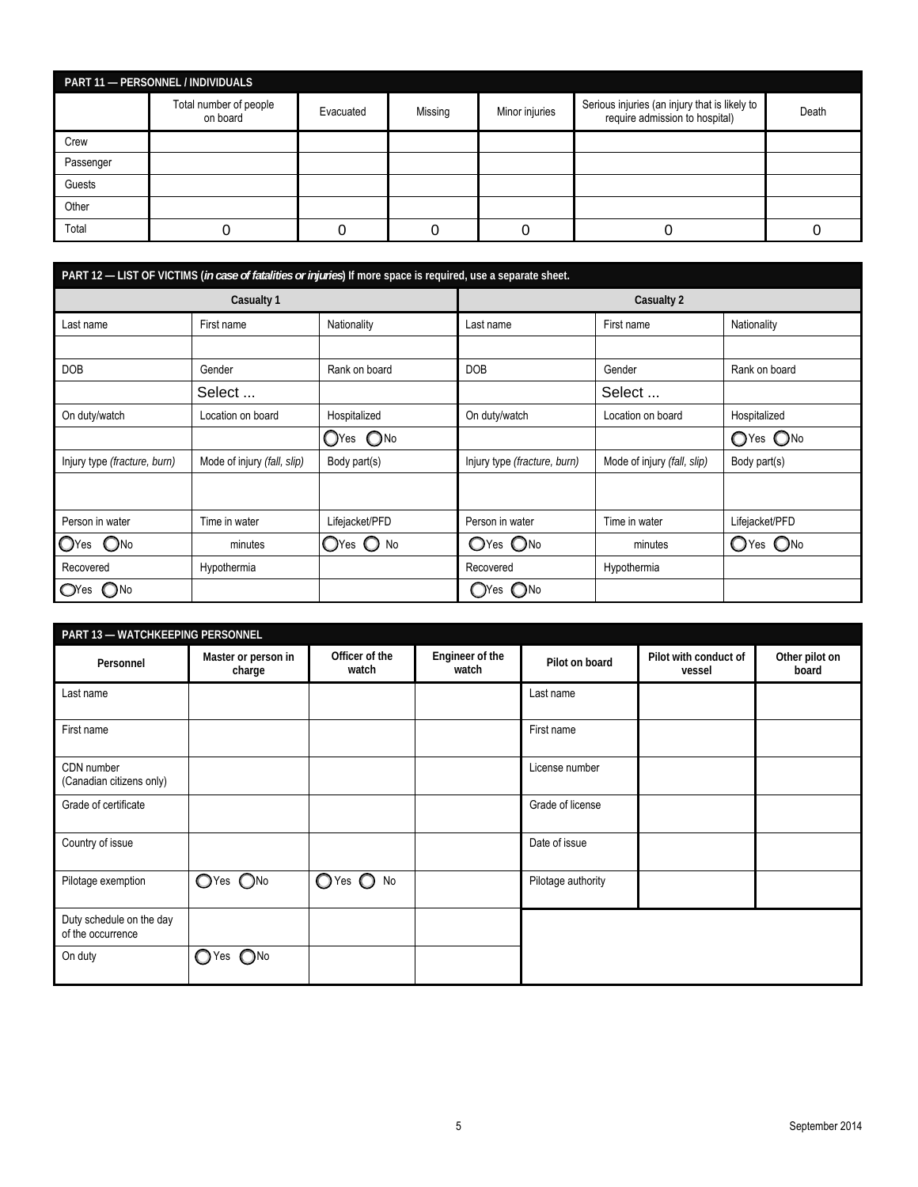## PART 11 — PERSONNEL / INDIVIDUALS

| | Total number of people on board | Evacuated | Missing | Minor injuries | Serious injuries (an injury that is likely to require admission to hospital) | Death |
|---|---|---|---|---|---|---|
| Crew | | | | | | |
| Passenger | | | | | | |
| Guests | | | | | | |
| Other | | | | | | |
| Total | 0 | 0 | 0 | 0 | 0 | 0 |

## PART 12 — LIST OF VICTIMS (*in case of fatalities or injuries*) If more space is required, use a separate sheet.

| Casualty 1 | | | Casualty 2 | | |
|---|---|---|---|---|---|
| Last name | First name | Nationality | Last name | First name | Nationality |
| | | | | | |
| DOB | Gender | Rank on board | DOB | Gender | Rank on board |
| | Select ... | | | Select ... | |
| On duty/watch | Location on board | Hospitalized | On duty/watch | Location on board | Hospitalized |
| | | ◯Yes ◯No | | | ◯Yes ◯No |
| Injury type *(fracture, burn)* | Mode of injury *(fall, slip)* | Body part(s) | Injury type *(fracture, burn)* | Mode of injury *(fall, slip)* | Body part(s) |
| | | | | | |
| Person in water | Time in water | Lifejacket/PFD | Person in water | Time in water | Lifejacket/PFD |
| ◯Yes ◯No | minutes | ◯Yes ◯No | ◯Yes ◯No | minutes | ◯Yes ◯No |
| Recovered | Hypothermia | | Recovered | Hypothermia | |
| ◯Yes ◯No | | | ◯Yes ◯No | | |

## PART 13 — WATCHKEEPING PERSONNEL

| Personnel | Master or person in charge | Officer of the watch | Engineer of the watch | Pilot on board | Pilot with conduct of vessel | Other pilot on board |
|---|---|---|---|---|---|---|
| Last name | | | | Last name | | |
| First name | | | | First name | | |
| CDN number (Canadian citizens only) | | | | License number | | |
| Grade of certificate | | | | Grade of license | | |
| Country of issue | | | | Date of issue | | |
| Pilotage exemption | ◯Yes ◯No | ◯Yes ◯No | | Pilotage authority | | |
| Duty schedule on the day of the occurrence | | | | | | |
| On duty | ◯Yes ◯No | | | | | |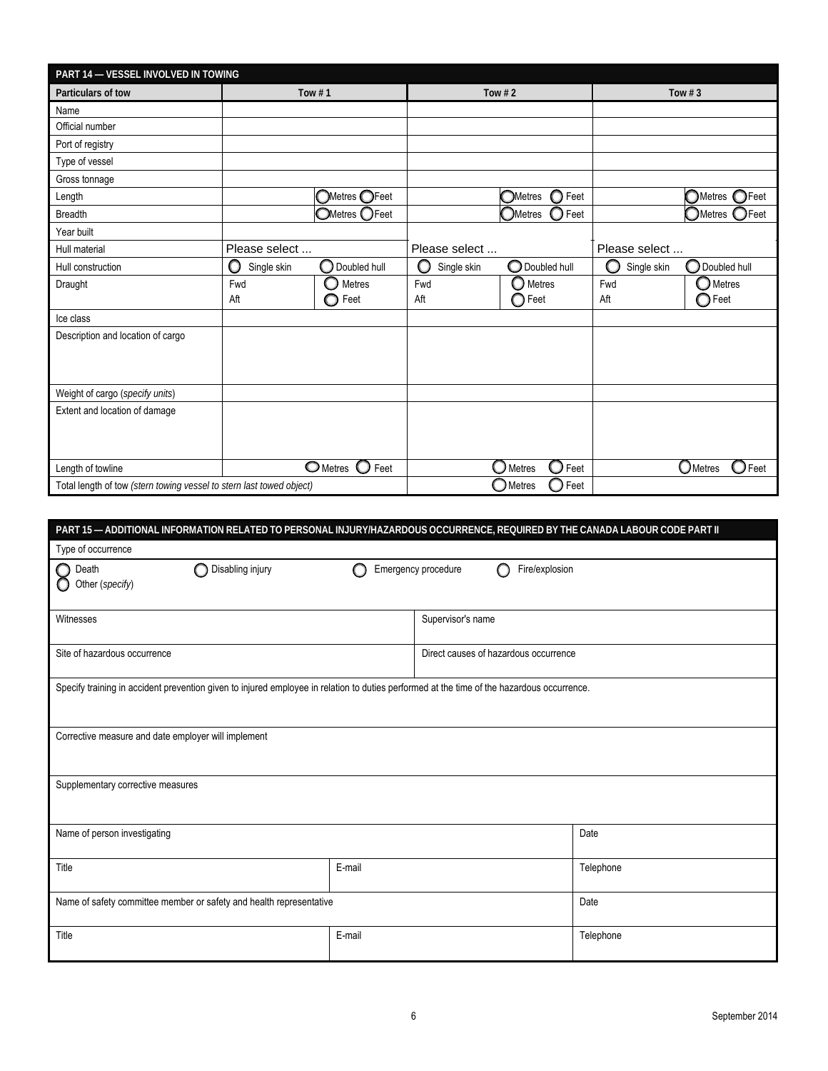## PART 14 — VESSEL INVOLVED IN TOWING

| Particulars of tow | Tow # 1 | | Tow # 2 | | Tow # 3 | |
|---|---|---|---|---|---|---|
| Name | | | | | | |
| Official number | | | | | | |
| Port of registry | | | | | | |
| Type of vessel | | | | | | |
| Gross tonnage | | | | | | |
| Length | | ◯ Metres ◯ Feet | | ◯ Metres ◯ Feet | | ◯ Metres ◯ Feet |
| Breadth | | ◯ Metres ◯ Feet | | ◯ Metres ◯ Feet | | ◯ Metres ◯ Feet |
| Year built | | | | | | |
| Hull material | Please select ... | | Please select ... | | Please select ... | |
| Hull construction | ◯ Single skin | ◯ Doubled hull | ◯ Single skin | ◯ Doubled hull | ◯ Single skin | ◯ Doubled hull |
| Draught | Fwd Aft | ◯ Metres ◯ Feet | Fwd Aft | ◯ Metres ◯ Feet | Fwd Aft | ◯ Metres ◯ Feet |
| Ice class | | | | | | |
| Description and location of cargo | | | | | | |
| Weight of cargo (*specify units*) | | | | | | |
| Extent and location of damage | | | | | | |
| Length of towline | | ◯ Metres ◯ Feet | | ◯ Metres ◯ Feet | | ◯ Metres ◯ Feet |
| Total length of tow (*stern towing vessel to stern last towed object*) | | | | ◯ Metres ◯ Feet | | |

## PART 15 — ADDITIONAL INFORMATION RELATED TO PERSONAL INJURY/HAZARDOUS OCCURRENCE, REQUIRED BY THE CANADA LABOUR CODE PART II

Type of occurrence

◯ Death ◯ Disabling injury ◯ Emergency procedure ◯ Fire/explosion

◯ Other (*specify*)

| | |
|---|---|
| Witnesses | Supervisor's name |
| Site of hazardous occurrence | Direct causes of hazardous occurrence |

Specify training in accident prevention given to injured employee in relation to duties performed at the time of the hazardous occurrence.

Corrective measure and date employer will implement

Supplementary corrective measures

| | | |
|---|---|---|
| Name of person investigating | | Date |
| Title | E-mail | Telephone |
| Name of safety committee member or safety and health representative | | Date |
| Title | E-mail | Telephone |